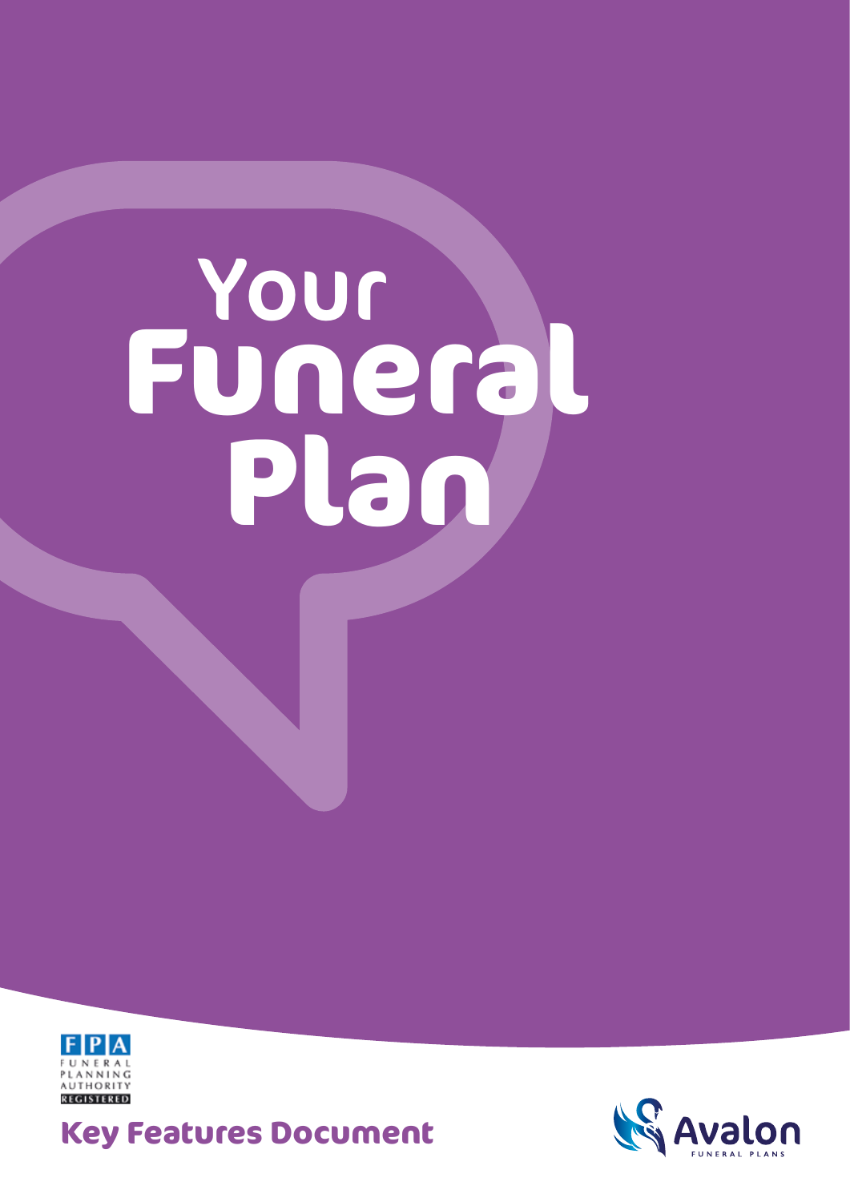# Your Funeral Plan

FPA
FUNERAL PLANNING AUTHORITY
REGISTERED

## Key Features Document

Avalon
FUNERAL PLANS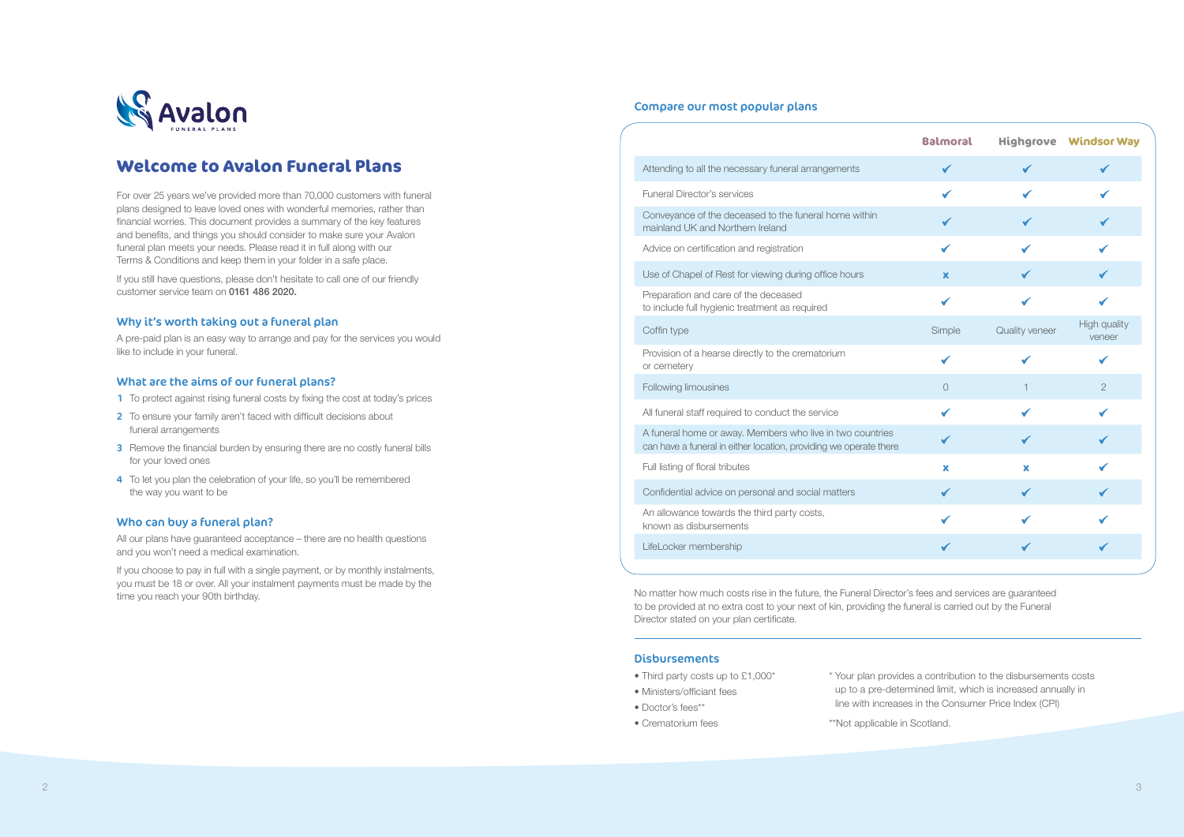Avalon FUNERAL PLANS

# Welcome to Avalon Funeral Plans

For over 25 years we've provided more than 70,000 customers with funeral plans designed to leave loved ones with wonderful memories, rather than financial worries. This document provides a summary of the key features and benefits, and things you should consider to make sure your Avalon funeral plan meets your needs. Please read it in full along with our Terms & Conditions and keep them in your folder in a safe place.

If you still have questions, please don't hesitate to call one of our friendly customer service team on **0161 486 2020.**

## Why it's worth taking out a funeral plan

A pre-paid plan is an easy way to arrange and pay for the services you would like to include in your funeral.

## What are the aims of our funeral plans?

1. To protect against rising funeral costs by fixing the cost at today's prices
2. To ensure your family aren't faced with difficult decisions about funeral arrangements
3. Remove the financial burden by ensuring there are no costly funeral bills for your loved ones
4. To let you plan the celebration of your life, so you'll be remembered the way you want to be

## Who can buy a funeral plan?

All our plans have guaranteed acceptance – there are no health questions and you won't need a medical examination.

If you choose to pay in full with a single payment, or by monthly instalments, you must be 18 or over. All your instalment payments must be made by the time you reach your 90th birthday.

## Compare our most popular plans

| | Balmoral | Highgrove | Windsor Way |
|---|---|---|---|
| Attending to all the necessary funeral arrangements | ✔ | ✔ | ✔ |
| Funeral Director's services | ✔ | ✔ | ✔ |
| Conveyance of the deceased to the funeral home within mainland UK and Northern Ireland | ✔ | ✔ | ✔ |
| Advice on certification and registration | ✔ | ✔ | ✔ |
| Use of Chapel of Rest for viewing during office hours | ✘ | ✔ | ✔ |
| Preparation and care of the deceased to include full hygienic treatment as required | ✔ | ✔ | ✔ |
| Coffin type | Simple | Quality veneer | High quality veneer |
| Provision of a hearse directly to the crematorium or cemetery | ✔ | ✔ | ✔ |
| Following limousines | 0 | 1 | 2 |
| All funeral staff required to conduct the service | ✔ | ✔ | ✔ |
| A funeral home or away. Members who live in two countries can have a funeral in either location, providing we operate there | ✔ | ✔ | ✔ |
| Full listing of floral tributes | ✘ | ✘ | ✔ |
| Confidential advice on personal and social matters | ✔ | ✔ | ✔ |
| An allowance towards the third party costs, known as disbursements | ✔ | ✔ | ✔ |
| LifeLocker membership | ✔ | ✔ | ✔ |

No matter how much costs rise in the future, the Funeral Director's fees and services are guaranteed to be provided at no extra cost to your next of kin, providing the funeral is carried out by the Funeral Director stated on your plan certificate.

## Disbursements

- Third party costs up to £1,000*
- Ministers/officiant fees
- Doctor's fees**
- Crematorium fees

\* Your plan provides a contribution to the disbursements costs up to a pre-determined limit, which is increased annually in line with increases in the Consumer Price Index (CPI)

**Not applicable in Scotland.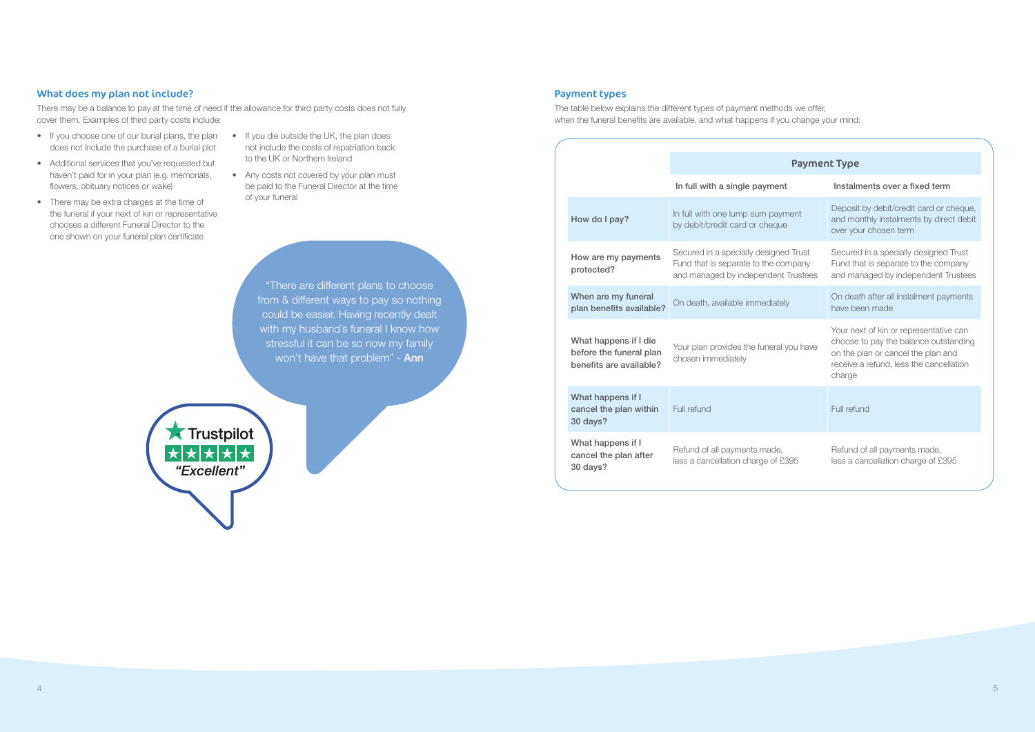## What does my plan not include?

There may be a balance to pay at the time of need if the allowance for third party costs does not fully cover them. Examples of third party costs include:

- If you choose one of our burial plans, the plan does not include the purchase of a burial plot
- Additional services that you've requested but haven't paid for in your plan (e.g. memorials, flowers, obituary notices or wake)
- There may be extra charges at the time of the funeral if your next of kin or representative chooses a different Funeral Director to the one shown on your funeral plan certificate
- If you die outside the UK, the plan does not include the costs of repatriation back to the UK or Northern Ireland
- Any costs not covered by your plan must be paid to the Funeral Director at the time of your funeral

"There are different plans to choose from & different ways to pay so nothing could be easier. Having recently dealt with my husband's funeral I know how stressful it can be so now my family won't have that problem" - **Ann**

Trustpilot *"Excellent"*

## Payment types

The table below explains the different types of payment methods we offer, when the funeral benefits are available, and what happens if you change your mind:

| | Payment Type | |
|---|---|---|
| | **In full with a single payment** | **Instalments over a fixed term** |
| **How do I pay?** | In full with one lump sum payment by debit/credit card or cheque | Deposit by debit/credit card or cheque, and monthly instalments by direct debit over your chosen term |
| **How are my payments protected?** | Secured in a specially designed Trust Fund that is separate to the company and managed by independent Trustees | Secured in a specially designed Trust Fund that is separate to the company and managed by independent Trustees |
| **When are my funeral plan benefits available?** | On death, available immediately | On death after all instalment payments have been made |
| **What happens if I die before the funeral plan benefits are available?** | Your plan provides the funeral you have chosen immediately | Your next of kin or representative can choose to pay the balance outstanding on the plan or cancel the plan and receive a refund, less the cancellation charge |
| **What happens if I cancel the plan within 30 days?** | Full refund | Full refund |
| **What happens if I cancel the plan after 30 days?** | Refund of all payments made, less a cancellation charge of £395 | Refund of all payments made, less a cancellation charge of £395 |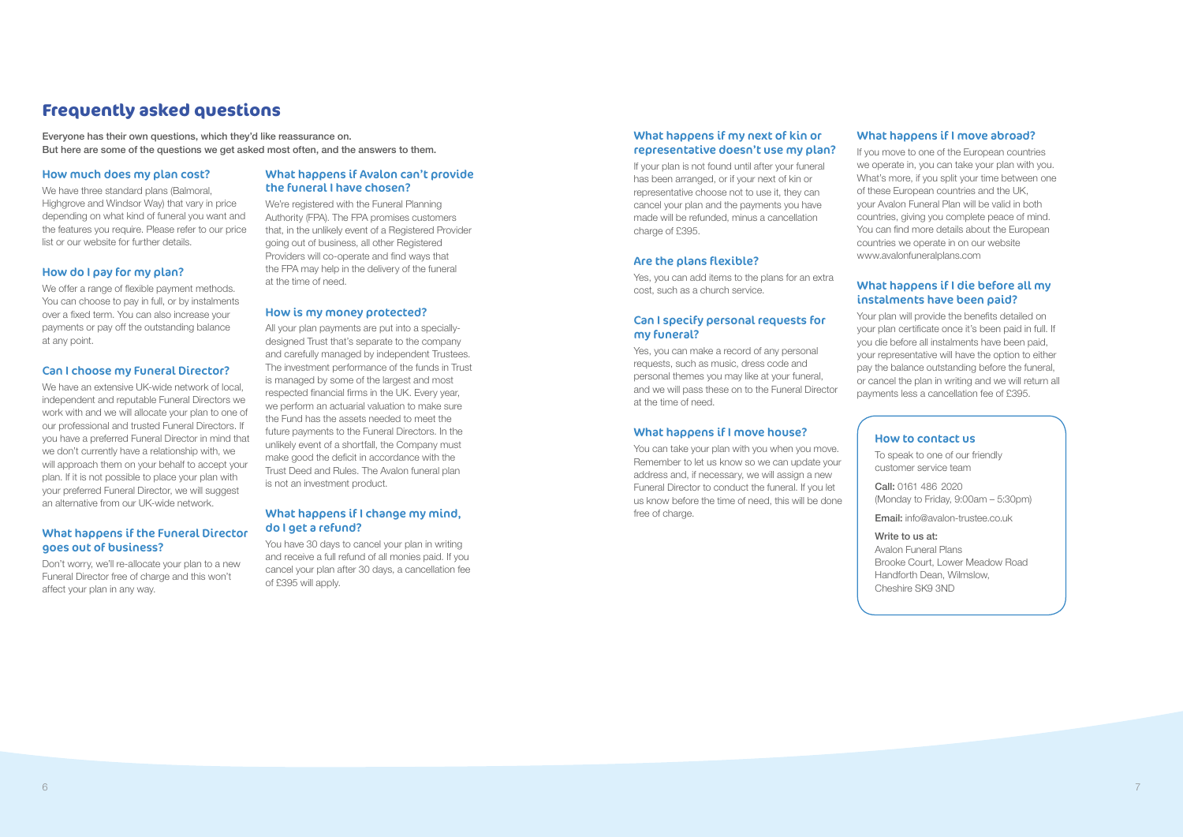# Frequently asked questions

**Everyone has their own questions, which they'd like reassurance on. But here are some of the questions we get asked most often, and the answers to them.**

### How much does my plan cost?

We have three standard plans (Balmoral, Highgrove and Windsor Way) that vary in price depending on what kind of funeral you want and the features you require. Please refer to our price list or our website for further details.

### How do I pay for my plan?

We offer a range of flexible payment methods. You can choose to pay in full, or by instalments over a fixed term. You can also increase your payments or pay off the outstanding balance at any point.

### Can I choose my Funeral Director?

We have an extensive UK-wide network of local, independent and reputable Funeral Directors we work with and we will allocate your plan to one of our professional and trusted Funeral Directors. If you have a preferred Funeral Director in mind that we don't currently have a relationship with, we will approach them on your behalf to accept your plan. If it is not possible to place your plan with your preferred Funeral Director, we will suggest an alternative from our UK-wide network.

### What happens if the Funeral Director goes out of business?

Don't worry, we'll re-allocate your plan to a new Funeral Director free of charge and this won't affect your plan in any way.

### What happens if Avalon can't provide the funeral I have chosen?

We're registered with the Funeral Planning Authority (FPA). The FPA promises customers that, in the unlikely event of a Registered Provider going out of business, all other Registered Providers will co-operate and find ways that the FPA may help in the delivery of the funeral at the time of need.

### How is my money protected?

All your plan payments are put into a specially-designed Trust that's separate to the company and carefully managed by independent Trustees. The investment performance of the funds in Trust is managed by some of the largest and most respected financial firms in the UK. Every year, we perform an actuarial valuation to make sure the Fund has the assets needed to meet the future payments to the Funeral Directors. In the unlikely event of a shortfall, the Company must make good the deficit in accordance with the Trust Deed and Rules. The Avalon funeral plan is not an investment product.

### What happens if I change my mind, do I get a refund?

You have 30 days to cancel your plan in writing and receive a full refund of all monies paid. If you cancel your plan after 30 days, a cancellation fee of £395 will apply.

### What happens if my next of kin or representative doesn't use my plan?

If your plan is not found until after your funeral has been arranged, or if your next of kin or representative choose not to use it, they can cancel your plan and the payments you have made will be refunded, minus a cancellation charge of £395.

### Are the plans flexible?

Yes, you can add items to the plans for an extra cost, such as a church service.

### Can I specify personal requests for my funeral?

Yes, you can make a record of any personal requests, such as music, dress code and personal themes you may like at your funeral, and we will pass these on to the Funeral Director at the time of need.

### What happens if I move house?

You can take your plan with you when you move. Remember to let us know so we can update your address and, if necessary, we will assign a new Funeral Director to conduct the funeral. If you let us know before the time of need, this will be done free of charge.

### What happens if I move abroad?

If you move to one of the European countries we operate in, you can take your plan with you. What's more, if you split your time between one of these European countries and the UK, your Avalon Funeral Plan will be valid in both countries, giving you complete peace of mind. You can find more details about the European countries we operate in on our website www.avalonfuneralplans.com

### What happens if I die before all my instalments have been paid?

Your plan will provide the benefits detailed on your plan certificate once it's been paid in full. If you die before all instalments have been paid, your representative will have the option to either pay the balance outstanding before the funeral, or cancel the plan in writing and we will return all payments less a cancellation fee of £395.

### How to contact us

To speak to one of our friendly customer service team

**Call:** 0161 486 2020
(Monday to Friday, 9:00am – 5:30pm)

**Email:** info@avalon-trustee.co.uk

**Write to us at:**
Avalon Funeral Plans
Brooke Court, Lower Meadow Road
Handforth Dean, Wilmslow,
Cheshire SK9 3ND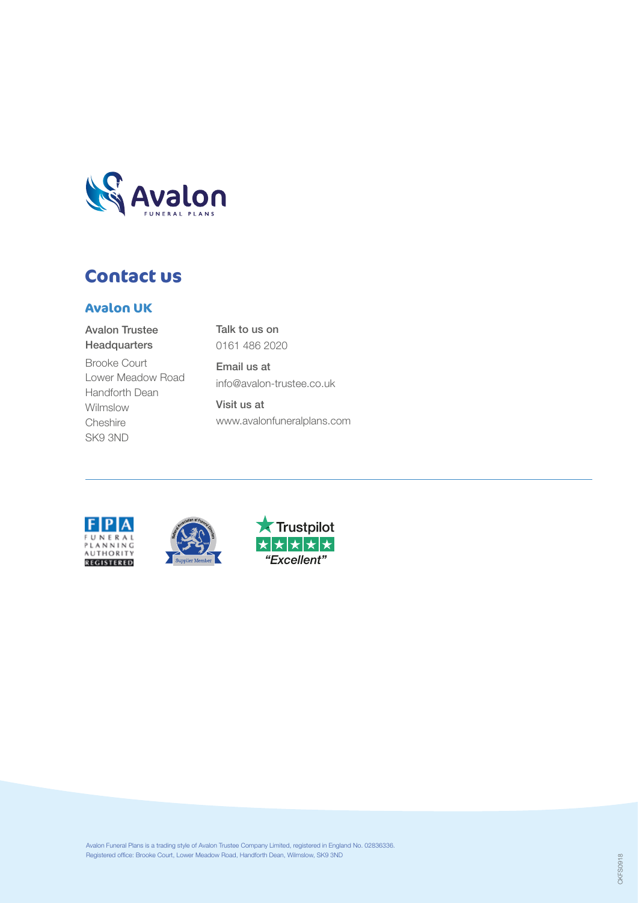# Contact us

## Avalon UK

**Avalon Trustee Headquarters**

Brooke Court
Lower Meadow Road
Handforth Dean
Wilmslow
Cheshire
SK9 3ND

**Talk to us on**
0161 486 2020

**Email us at**
info@avalon-trustee.co.uk

**Visit us at**
www.avalonfuneralplans.com

Avalon Funeral Plans is a trading style of Avalon Trustee Company Limited, registered in England No. 02836336.
Registered office: Brooke Court, Lower Meadow Road, Handforth Dean, Wilmslow, SK9 3ND

CKFS0918